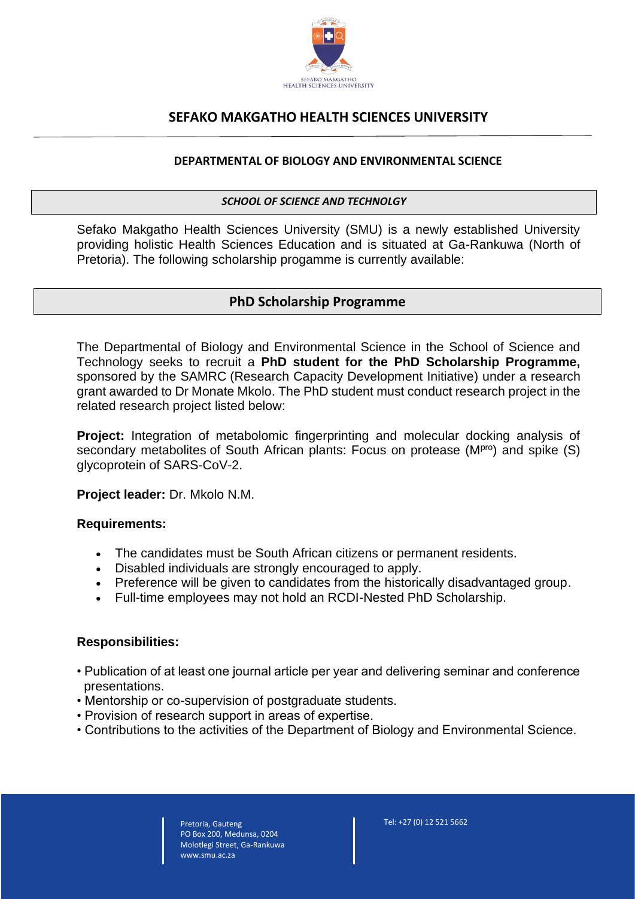# SEFAKO MAKGATHO HEALTH SCIENCES UNIVERSITY

## DEPARTMENTAL OF BIOLOGY AND ENVIRONMENTAL SCIENCE

***SCHOOL OF SCIENCE AND TECHNOLGY***

Sefako Makgatho Health Sciences University (SMU) is a newly established University providing holistic Health Sciences Education and is situated at Ga-Rankuwa (North of Pretoria). The following scholarship progamme is currently available:

## PhD Scholarship Programme

The Departmental of Biology and Environmental Science in the School of Science and Technology seeks to recruit a **PhD student for the PhD Scholarship Programme,** sponsored by the SAMRC (Research Capacity Development Initiative) under a research grant awarded to Dr Monate Mkolo. The PhD student must conduct research project in the related research project listed below:

**Project:** Integration of metabolomic fingerprinting and molecular docking analysis of secondary metabolites of South African plants: Focus on protease ($M^{pro}$) and spike (S) glycoprotein of SARS-CoV-2.

**Project leader:** Dr. Mkolo N.M.

**Requirements:**

- The candidates must be South African citizens or permanent residents.
- Disabled individuals are strongly encouraged to apply.
- Preference will be given to candidates from the historically disadvantaged group.
- Full-time employees may not hold an RCDI-Nested PhD Scholarship.

**Responsibilities:**

- Publication of at least one journal article per year and delivering seminar and conference presentations.
- Mentorship or co-supervision of postgraduate students.
- Provision of research support in areas of expertise.
- Contributions to the activities of the Department of Biology and Environmental Science.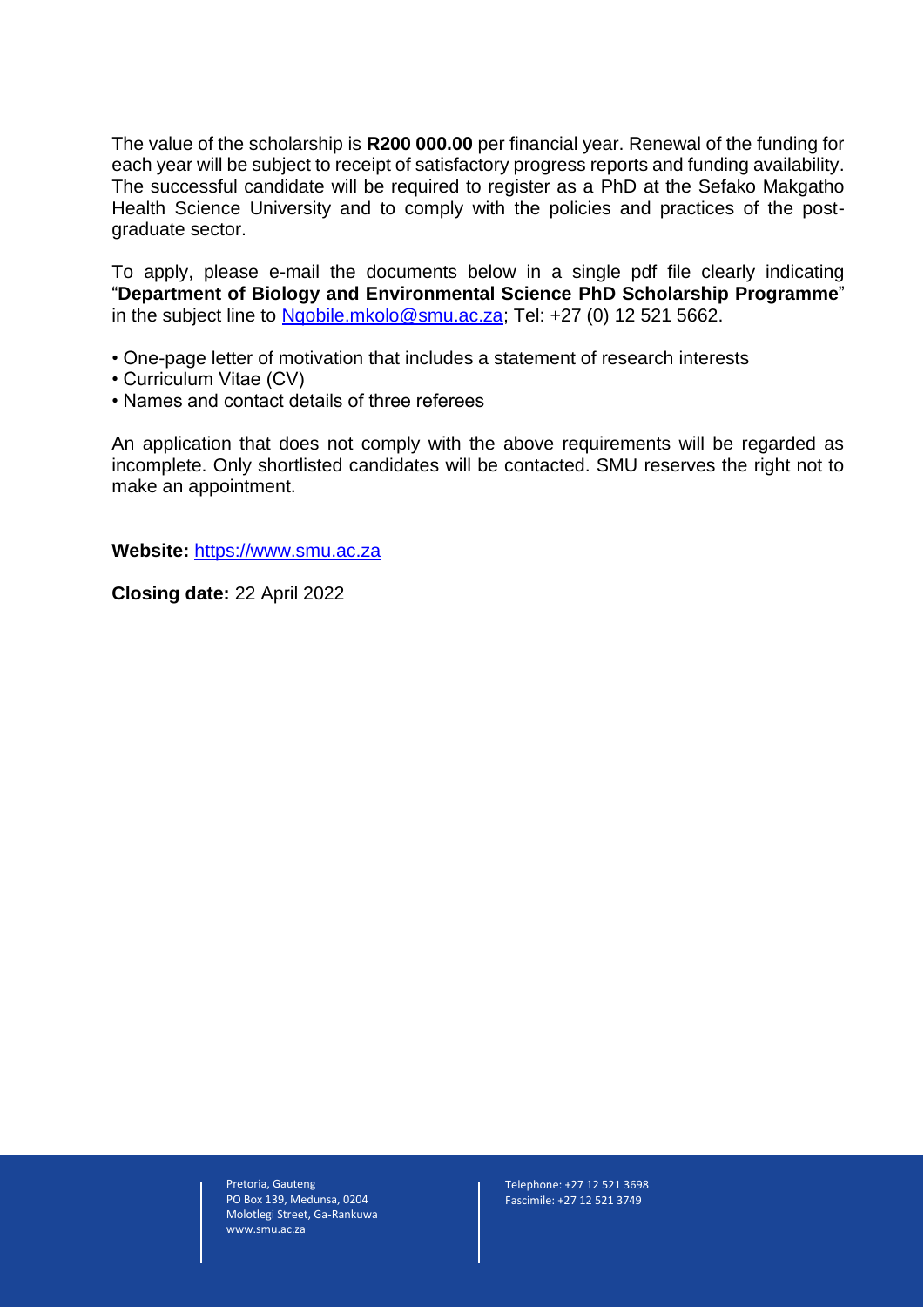The value of the scholarship is **R200 000.00** per financial year. Renewal of the funding for each year will be subject to receipt of satisfactory progress reports and funding availability. The successful candidate will be required to register as a PhD at the Sefako Makgatho Health Science University and to comply with the policies and practices of the post-graduate sector.

To apply, please e-mail the documents below in a single pdf file clearly indicating "**Department of Biology and Environmental Science PhD Scholarship Programme**" in the subject line to Nqobile.mkolo@smu.ac.za; Tel: +27 (0) 12 521 5662.

- One-page letter of motivation that includes a statement of research interests
- Curriculum Vitae (CV)
- Names and contact details of three referees

An application that does not comply with the above requirements will be regarded as incomplete. Only shortlisted candidates will be contacted. SMU reserves the right not to make an appointment.

**Website:** https://www.smu.ac.za

**Closing date:** 22 April 2022